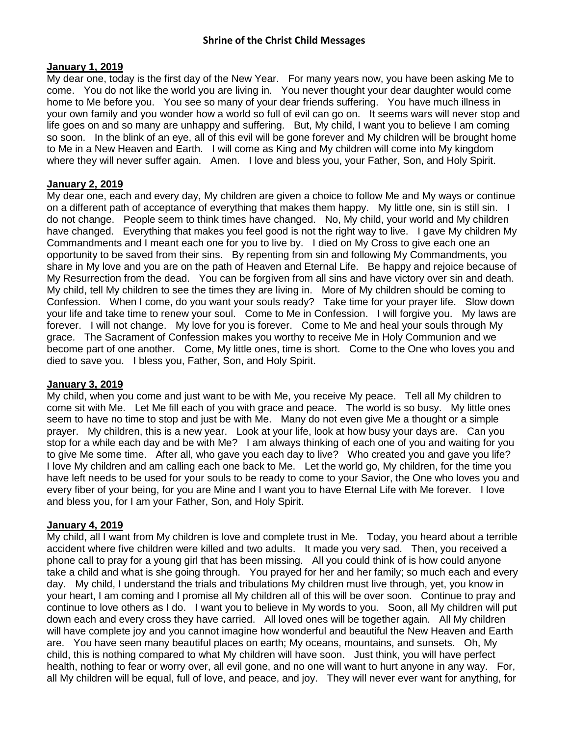# Shrine of the Christ Child Messages

**<u>January 1, 2019</u>**

My dear one, today is the first day of the New Year. For many years now, you have been asking Me to come. You do not like the world you are living in. You never thought your dear daughter would come home to Me before you. You see so many of your dear friends suffering. You have much illness in your own family and you wonder how a world so full of evil can go on. It seems wars will never stop and life goes on and so many are unhappy and suffering. But, My child, I want you to believe I am coming so soon. In the blink of an eye, all of this evil will be gone forever and My children will be brought home to Me in a New Heaven and Earth. I will come as King and My children will come into My kingdom where they will never suffer again. Amen. I love and bless you, your Father, Son, and Holy Spirit.

**<u>January 2, 2019</u>**

My dear one, each and every day, My children are given a choice to follow Me and My ways or continue on a different path of acceptance of everything that makes them happy. My little one, sin is still sin. I do not change. People seem to think times have changed. No, My child, your world and My children have changed. Everything that makes you feel good is not the right way to live. I gave My children My Commandments and I meant each one for you to live by. I died on My Cross to give each one an opportunity to be saved from their sins. By repenting from sin and following My Commandments, you share in My love and you are on the path of Heaven and Eternal Life. Be happy and rejoice because of My Resurrection from the dead. You can be forgiven from all sins and have victory over sin and death. My child, tell My children to see the times they are living in. More of My children should be coming to Confession. When I come, do you want your souls ready? Take time for your prayer life. Slow down your life and take time to renew your soul. Come to Me in Confession. I will forgive you. My laws are forever. I will not change. My love for you is forever. Come to Me and heal your souls through My grace. The Sacrament of Confession makes you worthy to receive Me in Holy Communion and we become part of one another. Come, My little ones, time is short. Come to the One who loves you and died to save you. I bless you, Father, Son, and Holy Spirit.

**<u>January 3, 2019</u>**

My child, when you come and just want to be with Me, you receive My peace. Tell all My children to come sit with Me. Let Me fill each of you with grace and peace. The world is so busy. My little ones seem to have no time to stop and just be with Me. Many do not even give Me a thought or a simple prayer. My children, this is a new year. Look at your life, look at how busy your days are. Can you stop for a while each day and be with Me? I am always thinking of each one of you and waiting for you to give Me some time. After all, who gave you each day to live? Who created you and gave you life? I love My children and am calling each one back to Me. Let the world go, My children, for the time you have left needs to be used for your souls to be ready to come to your Savior, the One who loves you and every fiber of your being, for you are Mine and I want you to have Eternal Life with Me forever. I love and bless you, for I am your Father, Son, and Holy Spirit.

**<u>January 4, 2019</u>**

My child, all I want from My children is love and complete trust in Me. Today, you heard about a terrible accident where five children were killed and two adults. It made you very sad. Then, you received a phone call to pray for a young girl that has been missing. All you could think of is how could anyone take a child and what is she going through. You prayed for her and her family; so much each and every day. My child, I understand the trials and tribulations My children must live through, yet, you know in your heart, I am coming and I promise all My children all of this will be over soon. Continue to pray and continue to love others as I do. I want you to believe in My words to you. Soon, all My children will put down each and every cross they have carried. All loved ones will be together again. All My children will have complete joy and you cannot imagine how wonderful and beautiful the New Heaven and Earth are. You have seen many beautiful places on earth; My oceans, mountains, and sunsets. Oh, My child, this is nothing compared to what My children will have soon. Just think, you will have perfect health, nothing to fear or worry over, all evil gone, and no one will want to hurt anyone in any way. For, all My children will be equal, full of love, and peace, and joy. They will never ever want for anything, for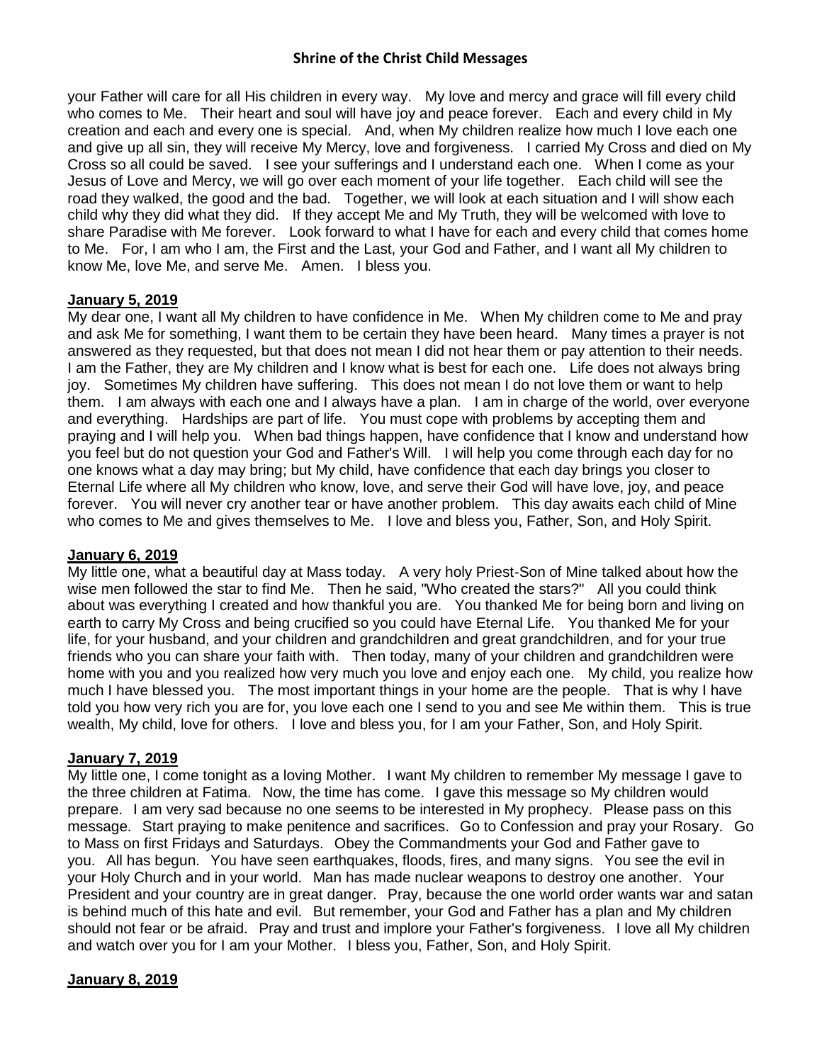your Father will care for all His children in every way. My love and mercy and grace will fill every child who comes to Me. Their heart and soul will have joy and peace forever. Each and every child in My creation and each and every one is special. And, when My children realize how much I love each one and give up all sin, they will receive My Mercy, love and forgiveness. I carried My Cross and died on My Cross so all could be saved. I see your sufferings and I understand each one. When I come as your Jesus of Love and Mercy, we will go over each moment of your life together. Each child will see the road they walked, the good and the bad. Together, we will look at each situation and I will show each child why they did what they did. If they accept Me and My Truth, they will be welcomed with love to share Paradise with Me forever. Look forward to what I have for each and every child that comes home to Me. For, I am who I am, the First and the Last, your God and Father, and I want all My children to know Me, love Me, and serve Me. Amen. I bless you.

**January 5, 2019**

My dear one, I want all My children to have confidence in Me. When My children come to Me and pray and ask Me for something, I want them to be certain they have been heard. Many times a prayer is not answered as they requested, but that does not mean I did not hear them or pay attention to their needs. I am the Father, they are My children and I know what is best for each one. Life does not always bring joy. Sometimes My children have suffering. This does not mean I do not love them or want to help them. I am always with each one and I always have a plan. I am in charge of the world, over everyone and everything. Hardships are part of life. You must cope with problems by accepting them and praying and I will help you. When bad things happen, have confidence that I know and understand how you feel but do not question your God and Father's Will. I will help you come through each day for no one knows what a day may bring; but My child, have confidence that each day brings you closer to Eternal Life where all My children who know, love, and serve their God will have love, joy, and peace forever. You will never cry another tear or have another problem. This day awaits each child of Mine who comes to Me and gives themselves to Me. I love and bless you, Father, Son, and Holy Spirit.

**January 6, 2019**

My little one, what a beautiful day at Mass today. A very holy Priest-Son of Mine talked about how the wise men followed the star to find Me. Then he said, "Who created the stars?" All you could think about was everything I created and how thankful you are. You thanked Me for being born and living on earth to carry My Cross and being crucified so you could have Eternal Life. You thanked Me for your life, for your husband, and your children and grandchildren and great grandchildren, and for your true friends who you can share your faith with. Then today, many of your children and grandchildren were home with you and you realized how very much you love and enjoy each one. My child, you realize how much I have blessed you. The most important things in your home are the people. That is why I have told you how very rich you are for, you love each one I send to you and see Me within them. This is true wealth, My child, love for others. I love and bless you, for I am your Father, Son, and Holy Spirit.

**January 7, 2019**

My little one, I come tonight as a loving Mother. I want My children to remember My message I gave to the three children at Fatima. Now, the time has come. I gave this message so My children would prepare. I am very sad because no one seems to be interested in My prophecy. Please pass on this message. Start praying to make penitence and sacrifices. Go to Confession and pray your Rosary. Go to Mass on first Fridays and Saturdays. Obey the Commandments your God and Father gave to you. All has begun. You have seen earthquakes, floods, fires, and many signs. You see the evil in your Holy Church and in your world. Man has made nuclear weapons to destroy one another. Your President and your country are in great danger. Pray, because the one world order wants war and satan is behind much of this hate and evil. But remember, your God and Father has a plan and My children should not fear or be afraid. Pray and trust and implore your Father's forgiveness. I love all My children and watch over you for I am your Mother. I bless you, Father, Son, and Holy Spirit.

**January 8, 2019**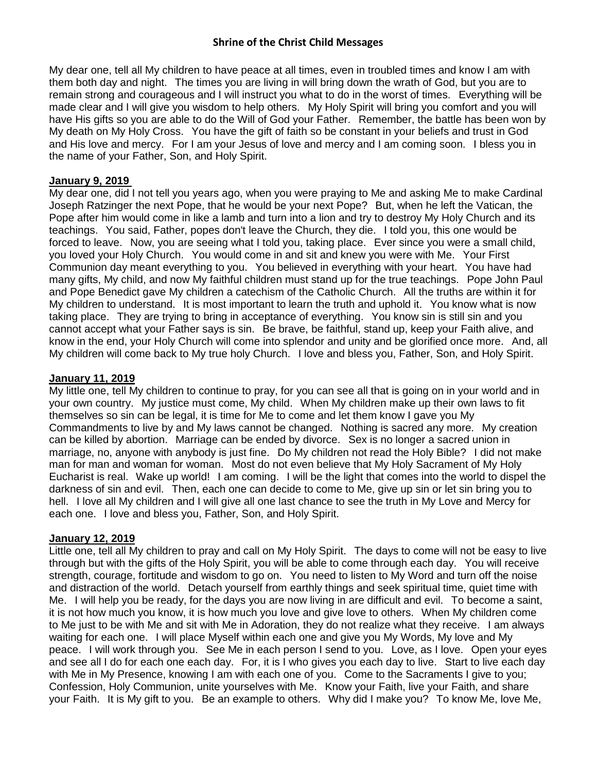My dear one, tell all My children to have peace at all times, even in troubled times and know I am with them both day and night. The times you are living in will bring down the wrath of God, but you are to remain strong and courageous and I will instruct you what to do in the worst of times. Everything will be made clear and I will give you wisdom to help others. My Holy Spirit will bring you comfort and you will have His gifts so you are able to do the Will of God your Father. Remember, the battle has been won by My death on My Holy Cross. You have the gift of faith so be constant in your beliefs and trust in God and His love and mercy. For I am your Jesus of love and mercy and I am coming soon. I bless you in the name of your Father, Son, and Holy Spirit.

**January 9, 2019**

My dear one, did I not tell you years ago, when you were praying to Me and asking Me to make Cardinal Joseph Ratzinger the next Pope, that he would be your next Pope? But, when he left the Vatican, the Pope after him would come in like a lamb and turn into a lion and try to destroy My Holy Church and its teachings. You said, Father, popes don't leave the Church, they die. I told you, this one would be forced to leave. Now, you are seeing what I told you, taking place. Ever since you were a small child, you loved your Holy Church. You would come in and sit and knew you were with Me. Your First Communion day meant everything to you. You believed in everything with your heart. You have had many gifts, My child, and now My faithful children must stand up for the true teachings. Pope John Paul and Pope Benedict gave My children a catechism of the Catholic Church. All the truths are within it for My children to understand. It is most important to learn the truth and uphold it. You know what is now taking place. They are trying to bring in acceptance of everything. You know sin is still sin and you cannot accept what your Father says is sin. Be brave, be faithful, stand up, keep your Faith alive, and know in the end, your Holy Church will come into splendor and unity and be glorified once more. And, all My children will come back to My true holy Church. I love and bless you, Father, Son, and Holy Spirit.

**January 11, 2019**

My little one, tell My children to continue to pray, for you can see all that is going on in your world and in your own country. My justice must come, My child. When My children make up their own laws to fit themselves so sin can be legal, it is time for Me to come and let them know I gave you My Commandments to live by and My laws cannot be changed. Nothing is sacred any more. My creation can be killed by abortion. Marriage can be ended by divorce. Sex is no longer a sacred union in marriage, no, anyone with anybody is just fine. Do My children not read the Holy Bible? I did not make man for man and woman for woman. Most do not even believe that My Holy Sacrament of My Holy Eucharist is real. Wake up world! I am coming. I will be the light that comes into the world to dispel the darkness of sin and evil. Then, each one can decide to come to Me, give up sin or let sin bring you to hell. I love all My children and I will give all one last chance to see the truth in My Love and Mercy for each one. I love and bless you, Father, Son, and Holy Spirit.

**January 12, 2019**

Little one, tell all My children to pray and call on My Holy Spirit. The days to come will not be easy to live through but with the gifts of the Holy Spirit, you will be able to come through each day. You will receive strength, courage, fortitude and wisdom to go on. You need to listen to My Word and turn off the noise and distraction of the world. Detach yourself from earthly things and seek spiritual time, quiet time with Me. I will help you be ready, for the days you are now living in are difficult and evil. To become a saint, it is not how much you know, it is how much you love and give love to others. When My children come to Me just to be with Me and sit with Me in Adoration, they do not realize what they receive. I am always waiting for each one. I will place Myself within each one and give you My Words, My love and My peace. I will work through you. See Me in each person I send to you. Love, as I love. Open your eyes and see all I do for each one each day. For, it is I who gives you each day to live. Start to live each day with Me in My Presence, knowing I am with each one of you. Come to the Sacraments I give to you; Confession, Holy Communion, unite yourselves with Me. Know your Faith, live your Faith, and share your Faith. It is My gift to you. Be an example to others. Why did I make you? To know Me, love Me,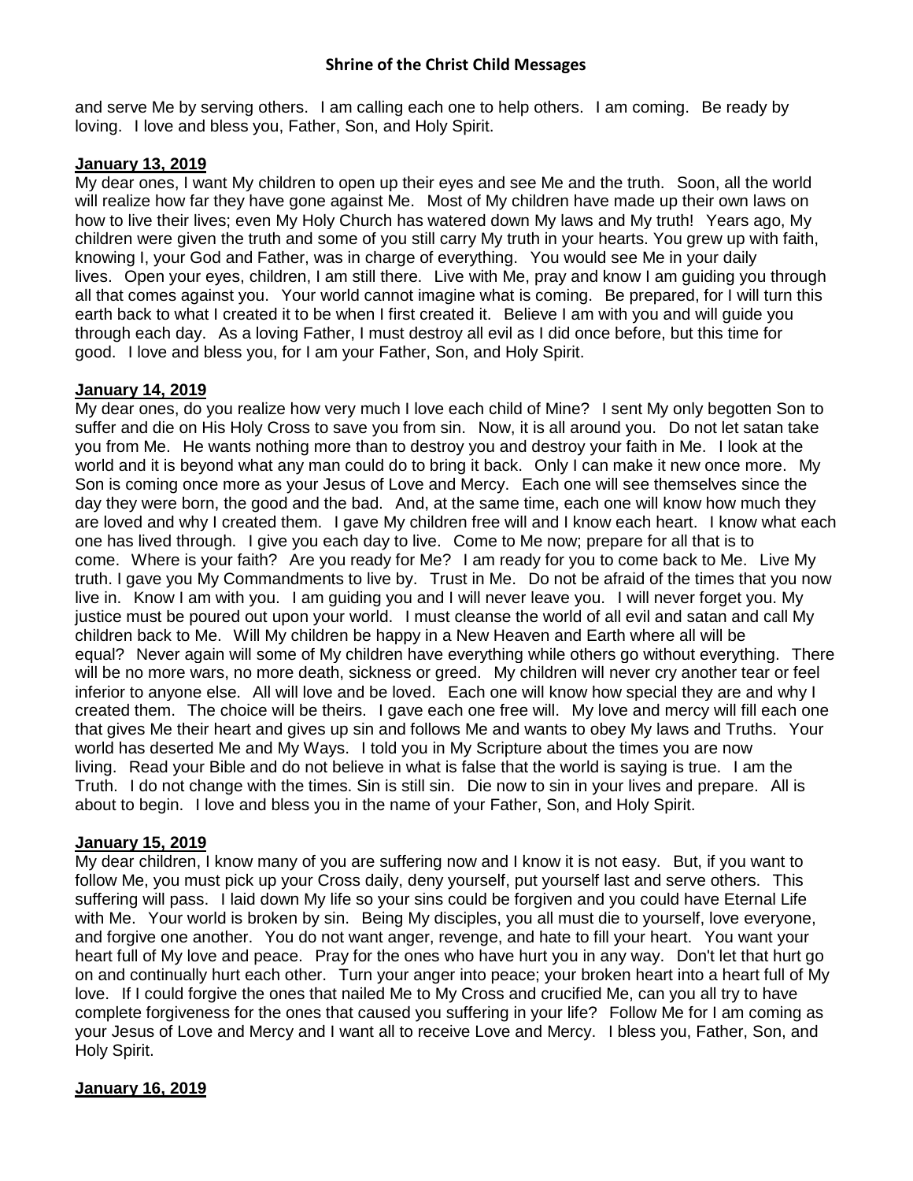and serve Me by serving others. I am calling each one to help others. I am coming. Be ready by loving. I love and bless you, Father, Son, and Holy Spirit.

**January 13, 2019**

My dear ones, I want My children to open up their eyes and see Me and the truth. Soon, all the world will realize how far they have gone against Me. Most of My children have made up their own laws on how to live their lives; even My Holy Church has watered down My laws and My truth! Years ago, My children were given the truth and some of you still carry My truth in your hearts. You grew up with faith, knowing I, your God and Father, was in charge of everything. You would see Me in your daily lives. Open your eyes, children, I am still there. Live with Me, pray and know I am guiding you through all that comes against you. Your world cannot imagine what is coming. Be prepared, for I will turn this earth back to what I created it to be when I first created it. Believe I am with you and will guide you through each day. As a loving Father, I must destroy all evil as I did once before, but this time for good. I love and bless you, for I am your Father, Son, and Holy Spirit.

**January 14, 2019**

My dear ones, do you realize how very much I love each child of Mine? I sent My only begotten Son to suffer and die on His Holy Cross to save you from sin. Now, it is all around you. Do not let satan take you from Me. He wants nothing more than to destroy you and destroy your faith in Me. I look at the world and it is beyond what any man could do to bring it back. Only I can make it new once more. My Son is coming once more as your Jesus of Love and Mercy. Each one will see themselves since the day they were born, the good and the bad. And, at the same time, each one will know how much they are loved and why I created them. I gave My children free will and I know each heart. I know what each one has lived through. I give you each day to live. Come to Me now; prepare for all that is to come. Where is your faith? Are you ready for Me? I am ready for you to come back to Me. Live My truth. I gave you My Commandments to live by. Trust in Me. Do not be afraid of the times that you now live in. Know I am with you. I am guiding you and I will never leave you. I will never forget you. My justice must be poured out upon your world. I must cleanse the world of all evil and satan and call My children back to Me. Will My children be happy in a New Heaven and Earth where all will be equal? Never again will some of My children have everything while others go without everything. There will be no more wars, no more death, sickness or greed. My children will never cry another tear or feel inferior to anyone else. All will love and be loved. Each one will know how special they are and why I created them. The choice will be theirs. I gave each one free will. My love and mercy will fill each one that gives Me their heart and gives up sin and follows Me and wants to obey My laws and Truths. Your world has deserted Me and My Ways. I told you in My Scripture about the times you are now living. Read your Bible and do not believe in what is false that the world is saying is true. I am the Truth. I do not change with the times. Sin is still sin. Die now to sin in your lives and prepare. All is about to begin. I love and bless you in the name of your Father, Son, and Holy Spirit.

**January 15, 2019**

My dear children, I know many of you are suffering now and I know it is not easy. But, if you want to follow Me, you must pick up your Cross daily, deny yourself, put yourself last and serve others. This suffering will pass. I laid down My life so your sins could be forgiven and you could have Eternal Life with Me. Your world is broken by sin. Being My disciples, you all must die to yourself, love everyone, and forgive one another. You do not want anger, revenge, and hate to fill your heart. You want your heart full of My love and peace. Pray for the ones who have hurt you in any way. Don't let that hurt go on and continually hurt each other. Turn your anger into peace; your broken heart into a heart full of My love. If I could forgive the ones that nailed Me to My Cross and crucified Me, can you all try to have complete forgiveness for the ones that caused you suffering in your life? Follow Me for I am coming as your Jesus of Love and Mercy and I want all to receive Love and Mercy. I bless you, Father, Son, and Holy Spirit.

**January 16, 2019**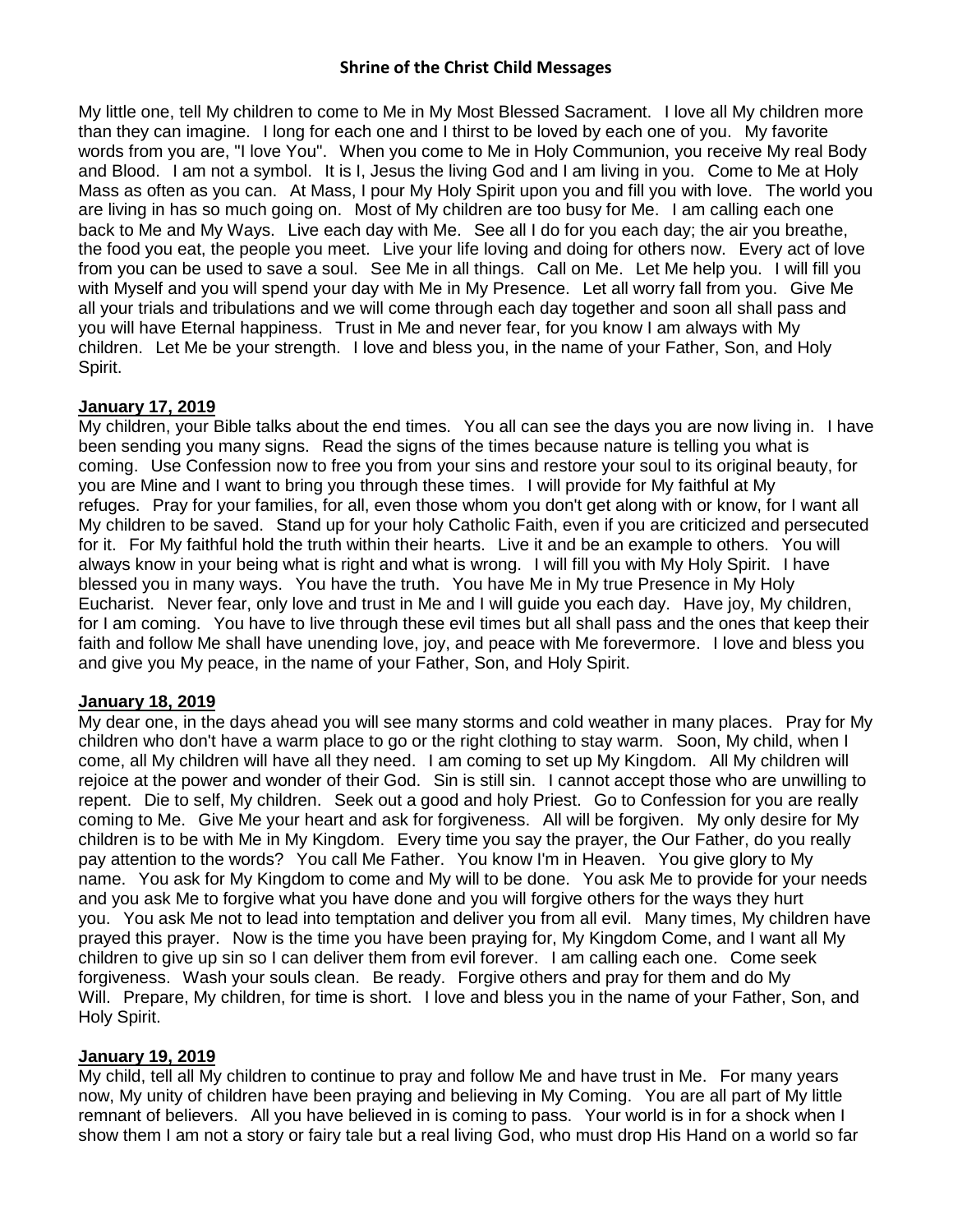**Shrine of the Christ Child Messages**

My little one, tell My children to come to Me in My Most Blessed Sacrament. I love all My children more than they can imagine. I long for each one and I thirst to be loved by each one of you. My favorite words from you are, "I love You". When you come to Me in Holy Communion, you receive My real Body and Blood. I am not a symbol. It is I, Jesus the living God and I am living in you. Come to Me at Holy Mass as often as you can. At Mass, I pour My Holy Spirit upon you and fill you with love. The world you are living in has so much going on. Most of My children are too busy for Me. I am calling each one back to Me and My Ways. Live each day with Me. See all I do for you each day; the air you breathe, the food you eat, the people you meet. Live your life loving and doing for others now. Every act of love from you can be used to save a soul. See Me in all things. Call on Me. Let Me help you. I will fill you with Myself and you will spend your day with Me in My Presence. Let all worry fall from you. Give Me all your trials and tribulations and we will come through each day together and soon all shall pass and you will have Eternal happiness. Trust in Me and never fear, for you know I am always with My children. Let Me be your strength. I love and bless you, in the name of your Father, Son, and Holy Spirit.

**January 17, 2019**

My children, your Bible talks about the end times. You all can see the days you are now living in. I have been sending you many signs. Read the signs of the times because nature is telling you what is coming. Use Confession now to free you from your sins and restore your soul to its original beauty, for you are Mine and I want to bring you through these times. I will provide for My faithful at My refuges. Pray for your families, for all, even those whom you don't get along with or know, for I want all My children to be saved. Stand up for your holy Catholic Faith, even if you are criticized and persecuted for it. For My faithful hold the truth within their hearts. Live it and be an example to others. You will always know in your being what is right and what is wrong. I will fill you with My Holy Spirit. I have blessed you in many ways. You have the truth. You have Me in My true Presence in My Holy Eucharist. Never fear, only love and trust in Me and I will guide you each day. Have joy, My children, for I am coming. You have to live through these evil times but all shall pass and the ones that keep their faith and follow Me shall have unending love, joy, and peace with Me forevermore. I love and bless you and give you My peace, in the name of your Father, Son, and Holy Spirit.

**January 18, 2019**

My dear one, in the days ahead you will see many storms and cold weather in many places. Pray for My children who don't have a warm place to go or the right clothing to stay warm. Soon, My child, when I come, all My children will have all they need. I am coming to set up My Kingdom. All My children will rejoice at the power and wonder of their God. Sin is still sin. I cannot accept those who are unwilling to repent. Die to self, My children. Seek out a good and holy Priest. Go to Confession for you are really coming to Me. Give Me your heart and ask for forgiveness. All will be forgiven. My only desire for My children is to be with Me in My Kingdom. Every time you say the prayer, the Our Father, do you really pay attention to the words? You call Me Father. You know I'm in Heaven. You give glory to My name. You ask for My Kingdom to come and My will to be done. You ask Me to provide for your needs and you ask Me to forgive what you have done and you will forgive others for the ways they hurt you. You ask Me not to lead into temptation and deliver you from all evil. Many times, My children have prayed this prayer. Now is the time you have been praying for, My Kingdom Come, and I want all My children to give up sin so I can deliver them from evil forever. I am calling each one. Come seek forgiveness. Wash your souls clean. Be ready. Forgive others and pray for them and do My Will. Prepare, My children, for time is short. I love and bless you in the name of your Father, Son, and Holy Spirit.

**January 19, 2019**

My child, tell all My children to continue to pray and follow Me and have trust in Me. For many years now, My unity of children have been praying and believing in My Coming. You are all part of My little remnant of believers. All you have believed in is coming to pass. Your world is in for a shock when I show them I am not a story or fairy tale but a real living God, who must drop His Hand on a world so far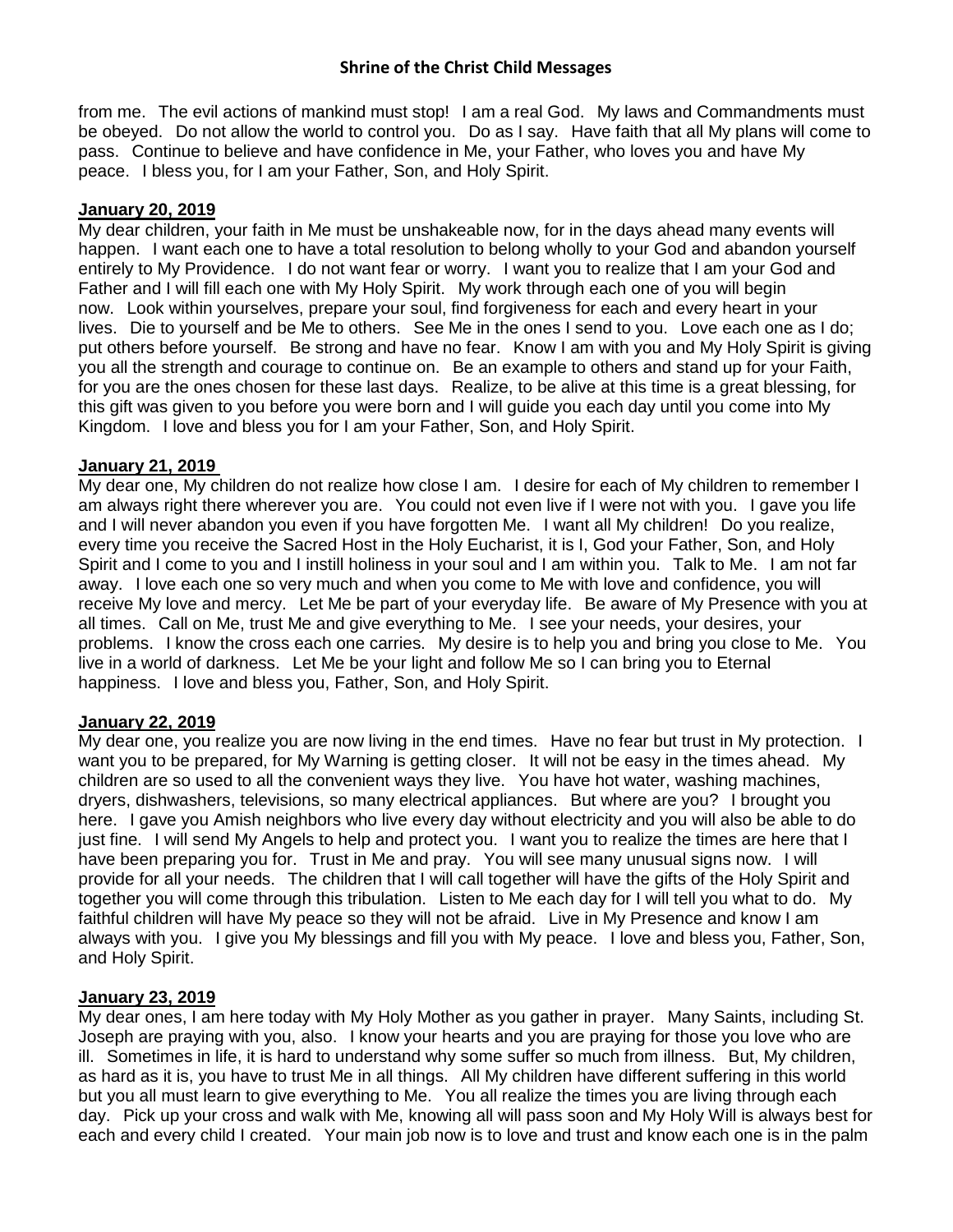from me. The evil actions of mankind must stop! I am a real God. My laws and Commandments must be obeyed. Do not allow the world to control you. Do as I say. Have faith that all My plans will come to pass. Continue to believe and have confidence in Me, your Father, who loves you and have My peace. I bless you, for I am your Father, Son, and Holy Spirit.

**January 20, 2019**

My dear children, your faith in Me must be unshakeable now, for in the days ahead many events will happen. I want each one to have a total resolution to belong wholly to your God and abandon yourself entirely to My Providence. I do not want fear or worry. I want you to realize that I am your God and Father and I will fill each one with My Holy Spirit. My work through each one of you will begin now. Look within yourselves, prepare your soul, find forgiveness for each and every heart in your lives. Die to yourself and be Me to others. See Me in the ones I send to you. Love each one as I do; put others before yourself. Be strong and have no fear. Know I am with you and My Holy Spirit is giving you all the strength and courage to continue on. Be an example to others and stand up for your Faith, for you are the ones chosen for these last days. Realize, to be alive at this time is a great blessing, for this gift was given to you before you were born and I will guide you each day until you come into My Kingdom. I love and bless you for I am your Father, Son, and Holy Spirit.

**January 21, 2019**

My dear one, My children do not realize how close I am. I desire for each of My children to remember I am always right there wherever you are. You could not even live if I were not with you. I gave you life and I will never abandon you even if you have forgotten Me. I want all My children! Do you realize, every time you receive the Sacred Host in the Holy Eucharist, it is I, God your Father, Son, and Holy Spirit and I come to you and I instill holiness in your soul and I am within you. Talk to Me. I am not far away. I love each one so very much and when you come to Me with love and confidence, you will receive My love and mercy. Let Me be part of your everyday life. Be aware of My Presence with you at all times. Call on Me, trust Me and give everything to Me. I see your needs, your desires, your problems. I know the cross each one carries. My desire is to help you and bring you close to Me. You live in a world of darkness. Let Me be your light and follow Me so I can bring you to Eternal happiness. I love and bless you, Father, Son, and Holy Spirit.

**January 22, 2019**

My dear one, you realize you are now living in the end times. Have no fear but trust in My protection. I want you to be prepared, for My Warning is getting closer. It will not be easy in the times ahead. My children are so used to all the convenient ways they live. You have hot water, washing machines, dryers, dishwashers, televisions, so many electrical appliances. But where are you? I brought you here. I gave you Amish neighbors who live every day without electricity and you will also be able to do just fine. I will send My Angels to help and protect you. I want you to realize the times are here that I have been preparing you for. Trust in Me and pray. You will see many unusual signs now. I will provide for all your needs. The children that I will call together will have the gifts of the Holy Spirit and together you will come through this tribulation. Listen to Me each day for I will tell you what to do. My faithful children will have My peace so they will not be afraid. Live in My Presence and know I am always with you. I give you My blessings and fill you with My peace. I love and bless you, Father, Son, and Holy Spirit.

**January 23, 2019**

My dear ones, I am here today with My Holy Mother as you gather in prayer. Many Saints, including St. Joseph are praying with you, also. I know your hearts and you are praying for those you love who are ill. Sometimes in life, it is hard to understand why some suffer so much from illness. But, My children, as hard as it is, you have to trust Me in all things. All My children have different suffering in this world but you all must learn to give everything to Me. You all realize the times you are living through each day. Pick up your cross and walk with Me, knowing all will pass soon and My Holy Will is always best for each and every child I created. Your main job now is to love and trust and know each one is in the palm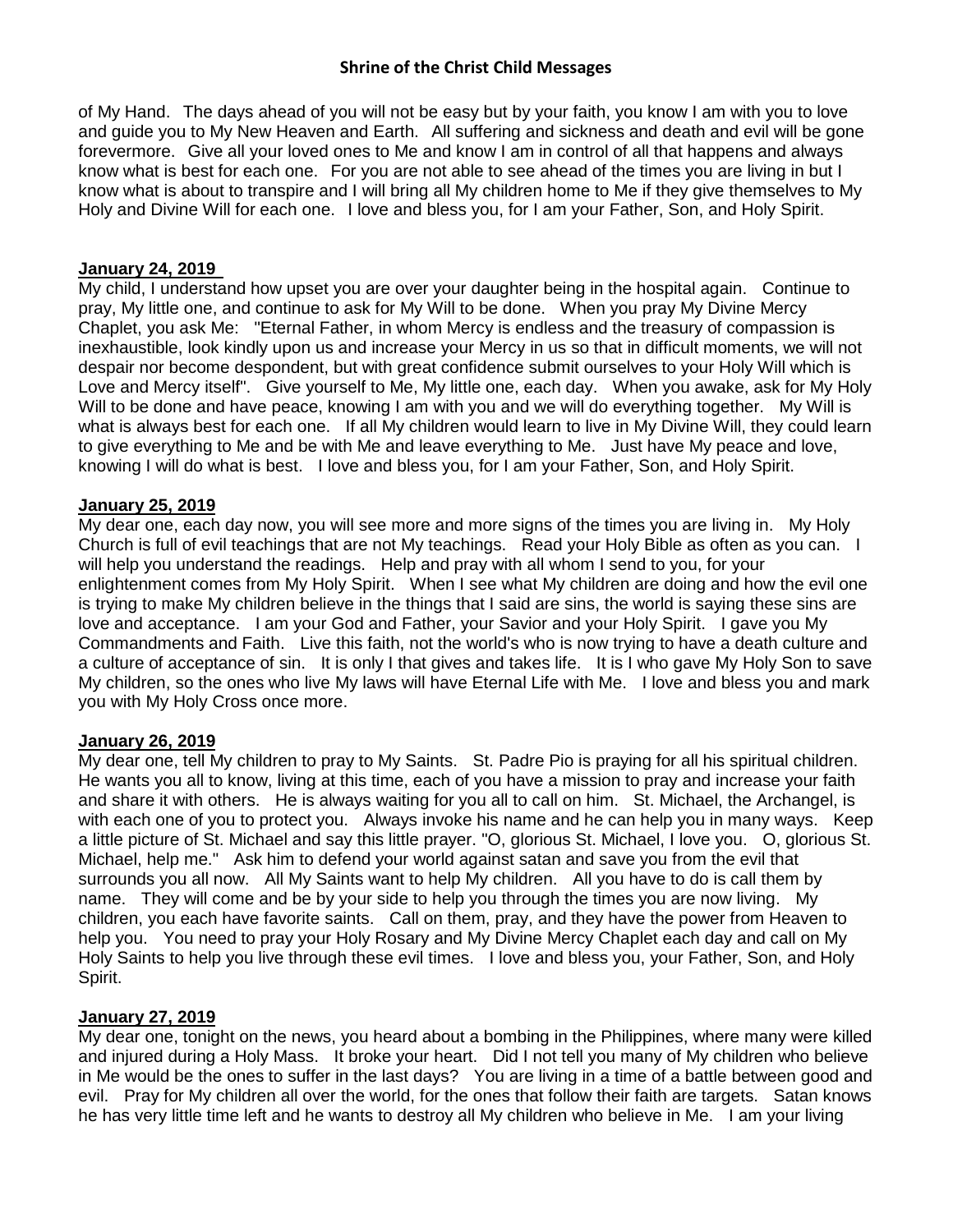of My Hand. The days ahead of you will not be easy but by your faith, you know I am with you to love and guide you to My New Heaven and Earth. All suffering and sickness and death and evil will be gone forevermore. Give all your loved ones to Me and know I am in control of all that happens and always know what is best for each one. For you are not able to see ahead of the times you are living in but I know what is about to transpire and I will bring all My children home to Me if they give themselves to My Holy and Divine Will for each one. I love and bless you, for I am your Father, Son, and Holy Spirit.

**January 24, 2019**

My child, I understand how upset you are over your daughter being in the hospital again. Continue to pray, My little one, and continue to ask for My Will to be done. When you pray My Divine Mercy Chaplet, you ask Me: "Eternal Father, in whom Mercy is endless and the treasury of compassion is inexhaustible, look kindly upon us and increase your Mercy in us so that in difficult moments, we will not despair nor become despondent, but with great confidence submit ourselves to your Holy Will which is Love and Mercy itself". Give yourself to Me, My little one, each day. When you awake, ask for My Holy Will to be done and have peace, knowing I am with you and we will do everything together. My Will is what is always best for each one. If all My children would learn to live in My Divine Will, they could learn to give everything to Me and be with Me and leave everything to Me. Just have My peace and love, knowing I will do what is best. I love and bless you, for I am your Father, Son, and Holy Spirit.

**January 25, 2019**

My dear one, each day now, you will see more and more signs of the times you are living in. My Holy Church is full of evil teachings that are not My teachings. Read your Holy Bible as often as you can. I will help you understand the readings. Help and pray with all whom I send to you, for your enlightenment comes from My Holy Spirit. When I see what My children are doing and how the evil one is trying to make My children believe in the things that I said are sins, the world is saying these sins are love and acceptance. I am your God and Father, your Savior and your Holy Spirit. I gave you My Commandments and Faith. Live this faith, not the world's who is now trying to have a death culture and a culture of acceptance of sin. It is only I that gives and takes life. It is I who gave My Holy Son to save My children, so the ones who live My laws will have Eternal Life with Me. I love and bless you and mark you with My Holy Cross once more.

**January 26, 2019**

My dear one, tell My children to pray to My Saints. St. Padre Pio is praying for all his spiritual children. He wants you all to know, living at this time, each of you have a mission to pray and increase your faith and share it with others. He is always waiting for you all to call on him. St. Michael, the Archangel, is with each one of you to protect you. Always invoke his name and he can help you in many ways. Keep a little picture of St. Michael and say this little prayer. "O, glorious St. Michael, I love you. O, glorious St. Michael, help me." Ask him to defend your world against satan and save you from the evil that surrounds you all now. All My Saints want to help My children. All you have to do is call them by name. They will come and be by your side to help you through the times you are now living. My children, you each have favorite saints. Call on them, pray, and they have the power from Heaven to help you. You need to pray your Holy Rosary and My Divine Mercy Chaplet each day and call on My Holy Saints to help you live through these evil times. I love and bless you, your Father, Son, and Holy Spirit.

**January 27, 2019**

My dear one, tonight on the news, you heard about a bombing in the Philippines, where many were killed and injured during a Holy Mass. It broke your heart. Did I not tell you many of My children who believe in Me would be the ones to suffer in the last days? You are living in a time of a battle between good and evil. Pray for My children all over the world, for the ones that follow their faith are targets. Satan knows he has very little time left and he wants to destroy all My children who believe in Me. I am your living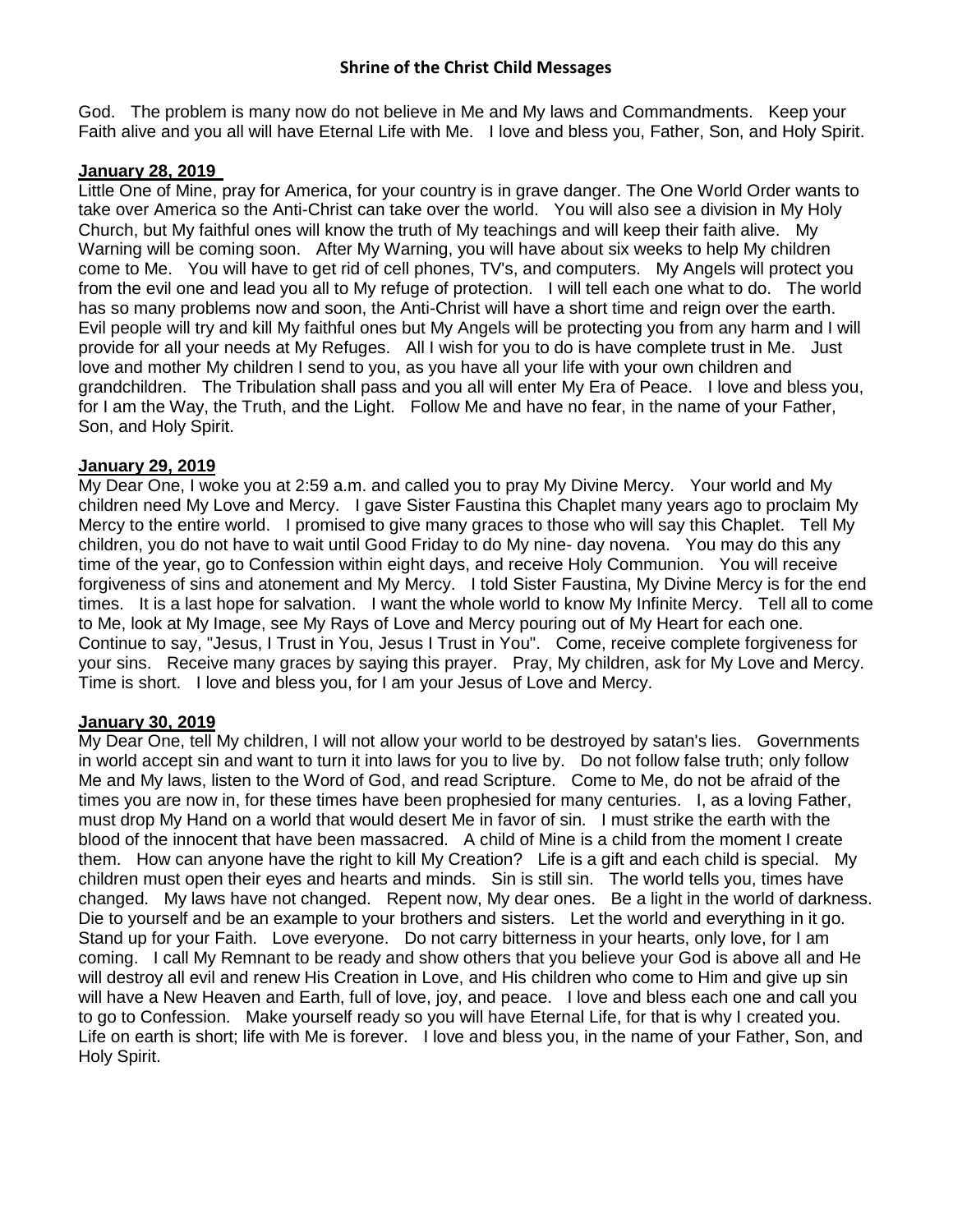God. The problem is many now do not believe in Me and My laws and Commandments. Keep your Faith alive and you all will have Eternal Life with Me. I love and bless you, Father, Son, and Holy Spirit.

**January 28, 2019**

Little One of Mine, pray for America, for your country is in grave danger. The One World Order wants to take over America so the Anti-Christ can take over the world. You will also see a division in My Holy Church, but My faithful ones will know the truth of My teachings and will keep their faith alive. My Warning will be coming soon. After My Warning, you will have about six weeks to help My children come to Me. You will have to get rid of cell phones, TV's, and computers. My Angels will protect you from the evil one and lead you all to My refuge of protection. I will tell each one what to do. The world has so many problems now and soon, the Anti-Christ will have a short time and reign over the earth. Evil people will try and kill My faithful ones but My Angels will be protecting you from any harm and I will provide for all your needs at My Refuges. All I wish for you to do is have complete trust in Me. Just love and mother My children I send to you, as you have all your life with your own children and grandchildren. The Tribulation shall pass and you all will enter My Era of Peace. I love and bless you, for I am the Way, the Truth, and the Light. Follow Me and have no fear, in the name of your Father, Son, and Holy Spirit.

**January 29, 2019**

My Dear One, I woke you at 2:59 a.m. and called you to pray My Divine Mercy. Your world and My children need My Love and Mercy. I gave Sister Faustina this Chaplet many years ago to proclaim My Mercy to the entire world. I promised to give many graces to those who will say this Chaplet. Tell My children, you do not have to wait until Good Friday to do My nine- day novena. You may do this any time of the year, go to Confession within eight days, and receive Holy Communion. You will receive forgiveness of sins and atonement and My Mercy. I told Sister Faustina, My Divine Mercy is for the end times. It is a last hope for salvation. I want the whole world to know My Infinite Mercy. Tell all to come to Me, look at My Image, see My Rays of Love and Mercy pouring out of My Heart for each one. Continue to say, "Jesus, I Trust in You, Jesus I Trust in You". Come, receive complete forgiveness for your sins. Receive many graces by saying this prayer. Pray, My children, ask for My Love and Mercy. Time is short. I love and bless you, for I am your Jesus of Love and Mercy.

**January 30, 2019**

My Dear One, tell My children, I will not allow your world to be destroyed by satan's lies. Governments in world accept sin and want to turn it into laws for you to live by. Do not follow false truth; only follow Me and My laws, listen to the Word of God, and read Scripture. Come to Me, do not be afraid of the times you are now in, for these times have been prophesied for many centuries. I, as a loving Father, must drop My Hand on a world that would desert Me in favor of sin. I must strike the earth with the blood of the innocent that have been massacred. A child of Mine is a child from the moment I create them. How can anyone have the right to kill My Creation? Life is a gift and each child is special. My children must open their eyes and hearts and minds. Sin is still sin. The world tells you, times have changed. My laws have not changed. Repent now, My dear ones. Be a light in the world of darkness. Die to yourself and be an example to your brothers and sisters. Let the world and everything in it go. Stand up for your Faith. Love everyone. Do not carry bitterness in your hearts, only love, for I am coming. I call My Remnant to be ready and show others that you believe your God is above all and He will destroy all evil and renew His Creation in Love, and His children who come to Him and give up sin will have a New Heaven and Earth, full of love, joy, and peace. I love and bless each one and call you to go to Confession. Make yourself ready so you will have Eternal Life, for that is why I created you. Life on earth is short; life with Me is forever. I love and bless you, in the name of your Father, Son, and Holy Spirit.